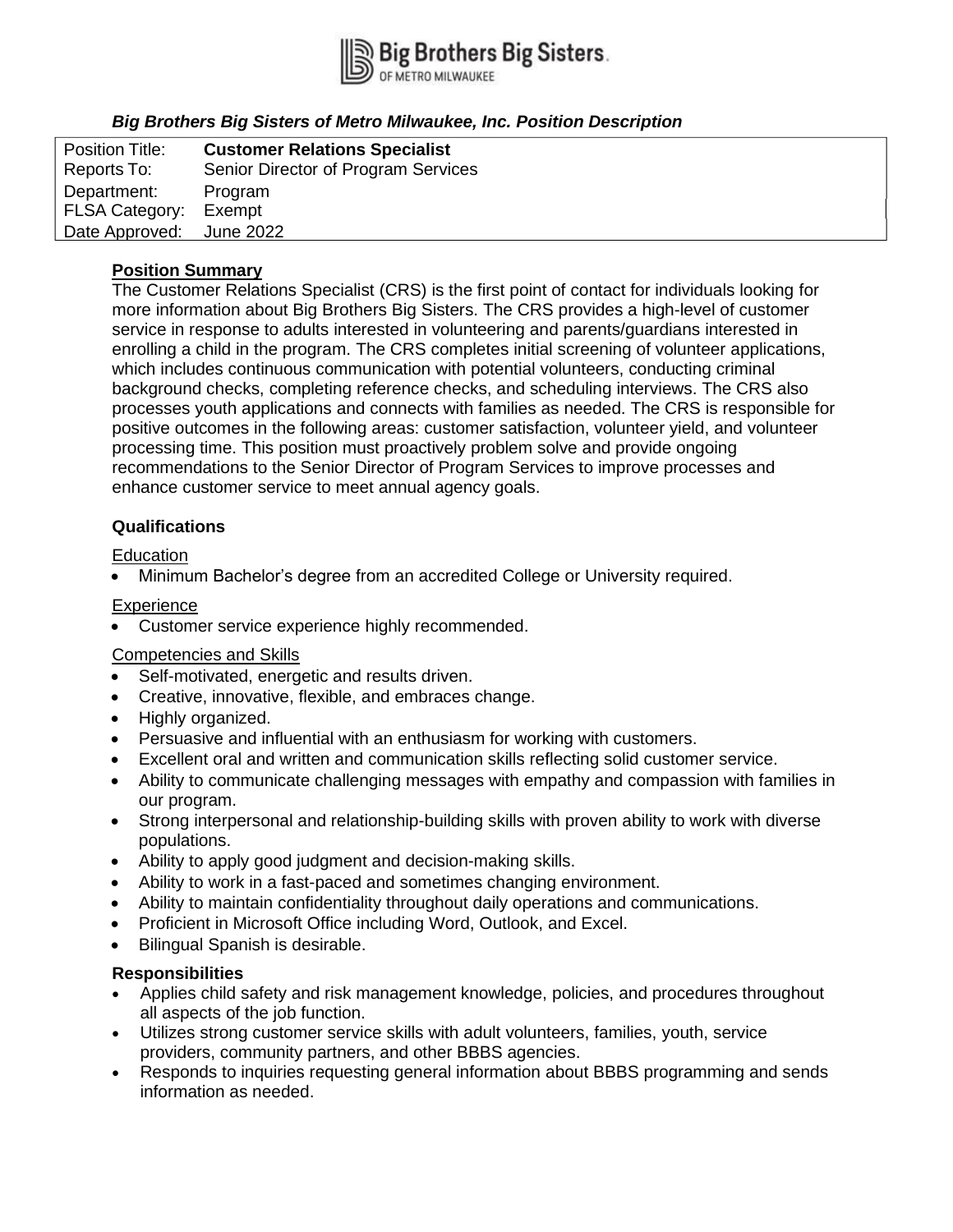Big Brothers Big Sisters.
OF METRO MILWAUKEE

***Big Brothers Big Sisters of Metro Milwaukee, Inc. Position Description***

| | |
|---|---|
| Position Title: | **Customer Relations Specialist** |
| Reports To: | Senior Director of Program Services |
| Department: | Program |
| FLSA Category: | Exempt |
| Date Approved: | June 2022 |

## Position Summary

The Customer Relations Specialist (CRS) is the first point of contact for individuals looking for more information about Big Brothers Big Sisters. The CRS provides a high-level of customer service in response to adults interested in volunteering and parents/guardians interested in enrolling a child in the program. The CRS completes initial screening of volunteer applications, which includes continuous communication with potential volunteers, conducting criminal background checks, completing reference checks, and scheduling interviews. The CRS also processes youth applications and connects with families as needed. The CRS is responsible for positive outcomes in the following areas: customer satisfaction, volunteer yield, and volunteer processing time. This position must proactively problem solve and provide ongoing recommendations to the Senior Director of Program Services to improve processes and enhance customer service to meet annual agency goals.

## Qualifications

### Education

- Minimum Bachelor's degree from an accredited College or University required.

### Experience

- Customer service experience highly recommended.

### Competencies and Skills

- Self-motivated, energetic and results driven.
- Creative, innovative, flexible, and embraces change.
- Highly organized.
- Persuasive and influential with an enthusiasm for working with customers.
- Excellent oral and written and communication skills reflecting solid customer service.
- Ability to communicate challenging messages with empathy and compassion with families in our program.
- Strong interpersonal and relationship-building skills with proven ability to work with diverse populations.
- Ability to apply good judgment and decision-making skills.
- Ability to work in a fast-paced and sometimes changing environment.
- Ability to maintain confidentiality throughout daily operations and communications.
- Proficient in Microsoft Office including Word, Outlook, and Excel.
- Bilingual Spanish is desirable.

## Responsibilities

- Applies child safety and risk management knowledge, policies, and procedures throughout all aspects of the job function.
- Utilizes strong customer service skills with adult volunteers, families, youth, service providers, community partners, and other BBBS agencies.
- Responds to inquiries requesting general information about BBBS programming and sends information as needed.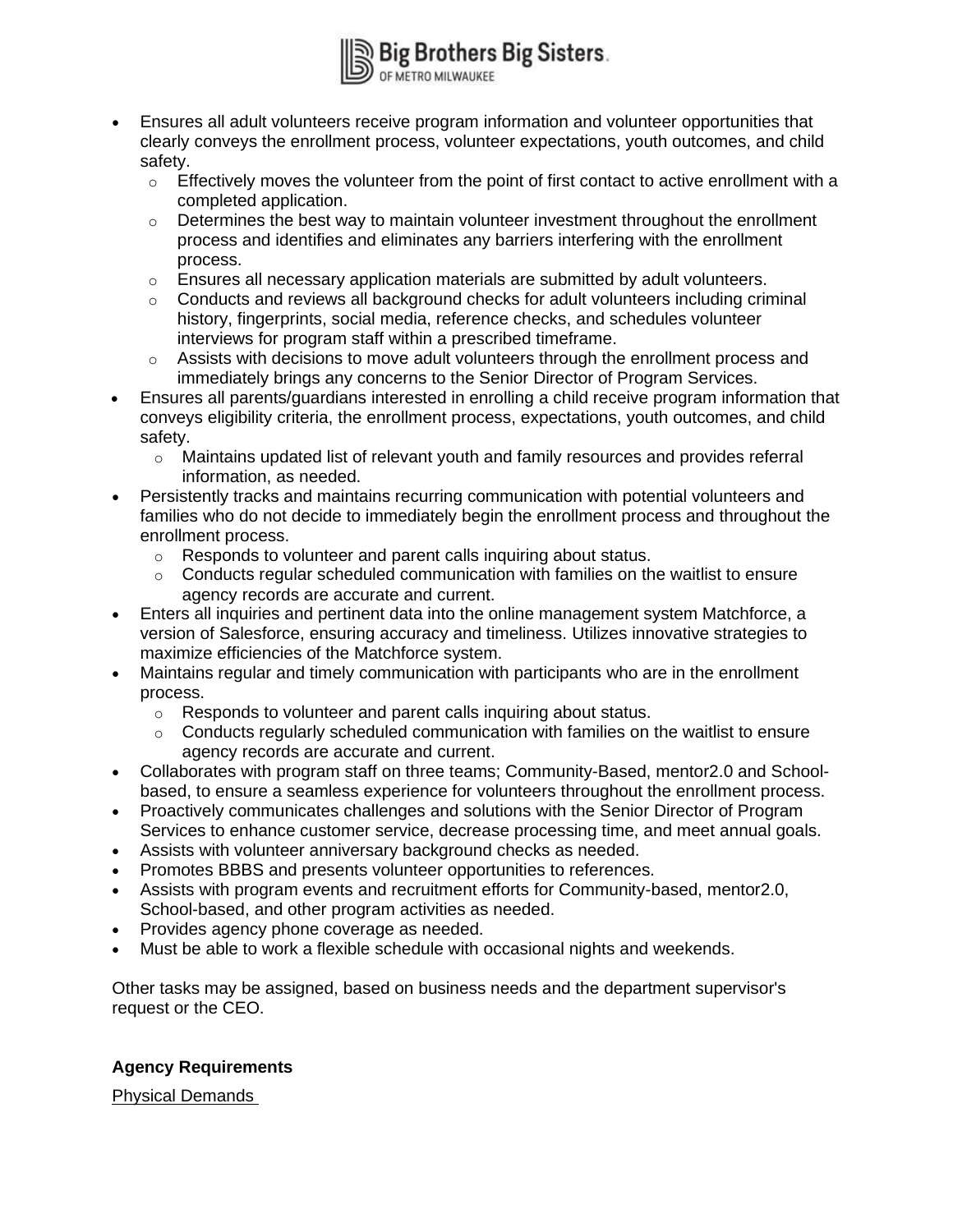- Ensures all adult volunteers receive program information and volunteer opportunities that clearly conveys the enrollment process, volunteer expectations, youth outcomes, and child safety.
  - Effectively moves the volunteer from the point of first contact to active enrollment with a completed application.
  - Determines the best way to maintain volunteer investment throughout the enrollment process and identifies and eliminates any barriers interfering with the enrollment process.
  - Ensures all necessary application materials are submitted by adult volunteers.
  - Conducts and reviews all background checks for adult volunteers including criminal history, fingerprints, social media, reference checks, and schedules volunteer interviews for program staff within a prescribed timeframe.
  - Assists with decisions to move adult volunteers through the enrollment process and immediately brings any concerns to the Senior Director of Program Services.
- Ensures all parents/guardians interested in enrolling a child receive program information that conveys eligibility criteria, the enrollment process, expectations, youth outcomes, and child safety.
  - Maintains updated list of relevant youth and family resources and provides referral information, as needed.
- Persistently tracks and maintains recurring communication with potential volunteers and families who do not decide to immediately begin the enrollment process and throughout the enrollment process.
  - Responds to volunteer and parent calls inquiring about status.
  - Conducts regular scheduled communication with families on the waitlist to ensure agency records are accurate and current.
- Enters all inquiries and pertinent data into the online management system Matchforce, a version of Salesforce, ensuring accuracy and timeliness. Utilizes innovative strategies to maximize efficiencies of the Matchforce system.
- Maintains regular and timely communication with participants who are in the enrollment process.
  - Responds to volunteer and parent calls inquiring about status.
  - Conducts regularly scheduled communication with families on the waitlist to ensure agency records are accurate and current.
- Collaborates with program staff on three teams; Community-Based, mentor2.0 and School-based, to ensure a seamless experience for volunteers throughout the enrollment process.
- Proactively communicates challenges and solutions with the Senior Director of Program Services to enhance customer service, decrease processing time, and meet annual goals.
- Assists with volunteer anniversary background checks as needed.
- Promotes BBBS and presents volunteer opportunities to references.
- Assists with program events and recruitment efforts for Community-based, mentor2.0, School-based, and other program activities as needed.
- Provides agency phone coverage as needed.
- Must be able to work a flexible schedule with occasional nights and weekends.

Other tasks may be assigned, based on business needs and the department supervisor's request or the CEO.

**Agency Requirements**

Physical Demands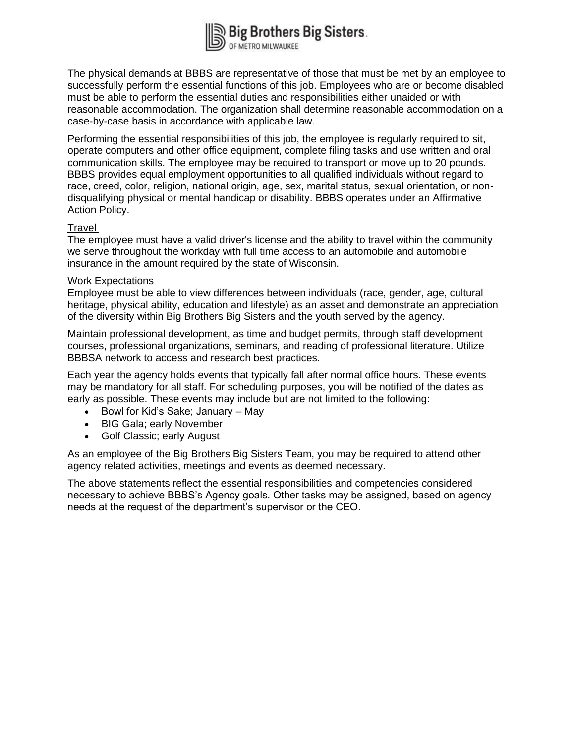The physical demands at BBBS are representative of those that must be met by an employee to successfully perform the essential functions of this job. Employees who are or become disabled must be able to perform the essential duties and responsibilities either unaided or with reasonable accommodation. The organization shall determine reasonable accommodation on a case-by-case basis in accordance with applicable law.

Performing the essential responsibilities of this job, the employee is regularly required to sit, operate computers and other office equipment, complete filing tasks and use written and oral communication skills. The employee may be required to transport or move up to 20 pounds. BBBS provides equal employment opportunities to all qualified individuals without regard to race, creed, color, religion, national origin, age, sex, marital status, sexual orientation, or non-disqualifying physical or mental handicap or disability. BBBS operates under an Affirmative Action Policy.

Travel

The employee must have a valid driver's license and the ability to travel within the community we serve throughout the workday with full time access to an automobile and automobile insurance in the amount required by the state of Wisconsin.

Work Expectations

Employee must be able to view differences between individuals (race, gender, age, cultural heritage, physical ability, education and lifestyle) as an asset and demonstrate an appreciation of the diversity within Big Brothers Big Sisters and the youth served by the agency.

Maintain professional development, as time and budget permits, through staff development courses, professional organizations, seminars, and reading of professional literature. Utilize BBBSA network to access and research best practices.

Each year the agency holds events that typically fall after normal office hours. These events may be mandatory for all staff. For scheduling purposes, you will be notified of the dates as early as possible. These events may include but are not limited to the following:

- Bowl for Kid's Sake; January – May
- BIG Gala; early November
- Golf Classic; early August

As an employee of the Big Brothers Big Sisters Team, you may be required to attend other agency related activities, meetings and events as deemed necessary.

The above statements reflect the essential responsibilities and competencies considered necessary to achieve BBBS's Agency goals. Other tasks may be assigned, based on agency needs at the request of the department's supervisor or the CEO.